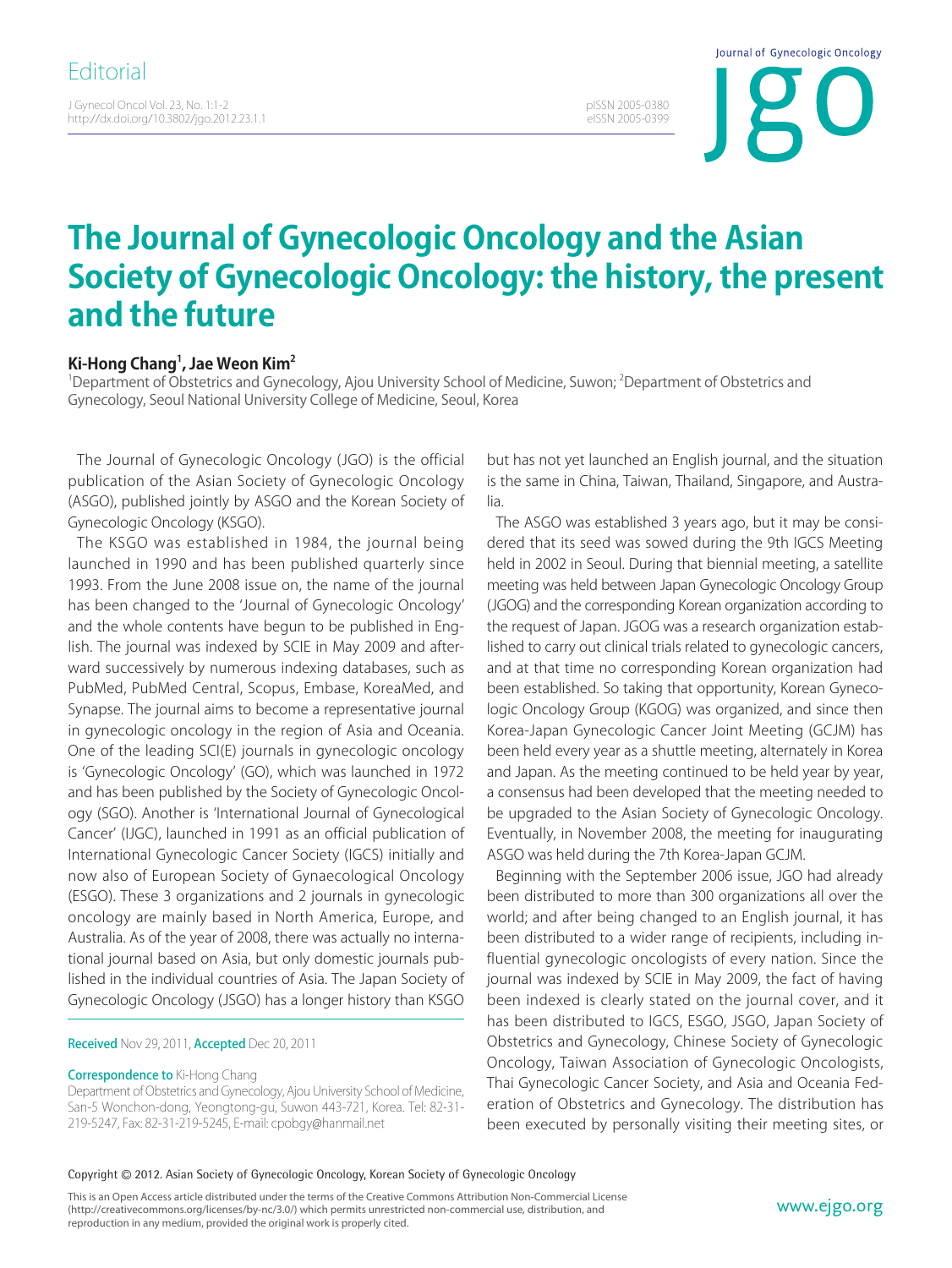Editorial

# The Journal of Gynecologic Oncology and the Asian Society of Gynecologic Oncology: the history, the present and the future

**Ki-Hong Chang[1], Jae Weon Kim[2]**

[1]Department of Obstetrics and Gynecology, Ajou University School of Medicine, Suwon; [2]Department of Obstetrics and Gynecology, Seoul National University College of Medicine, Seoul, Korea

The Journal of Gynecologic Oncology (JGO) is the official publication of the Asian Society of Gynecologic Oncology (ASGO), published jointly by ASGO and the Korean Society of Gynecologic Oncology (KSGO).

The KSGO was established in 1984, the journal being launched in 1990 and has been published quarterly since 1993. From the June 2008 issue on, the name of the journal has been changed to the 'Journal of Gynecologic Oncology' and the whole contents have begun to be published in English. The journal was indexed by SCIE in May 2009 and afterward successively by numerous indexing databases, such as PubMed, PubMed Central, Scopus, Embase, KoreaMed, and Synapse. The journal aims to become a representative journal in gynecologic oncology in the region of Asia and Oceania. One of the leading SCI(E) journals in gynecologic oncology is 'Gynecologic Oncology' (GO), which was launched in 1972 and has been published by the Society of Gynecologic Oncology (SGO). Another is 'International Journal of Gynecological Cancer' (IJGC), launched in 1991 as an official publication of International Gynecologic Cancer Society (IGCS) initially and now also of European Society of Gynaecological Oncology (ESGO). These 3 organizations and 2 journals in gynecologic oncology are mainly based in North America, Europe, and Australia. As of the year of 2008, there was actually no international journal based on Asia, but only domestic journals published in the individual countries of Asia. The Japan Society of Gynecologic Oncology (JSGO) has a longer history than KSGO but has not yet launched an English journal, and the situation is the same in China, Taiwan, Thailand, Singapore, and Australia.

The ASGO was established 3 years ago, but it may be considered that its seed was sowed during the 9th IGCS Meeting held in 2002 in Seoul. During that biennial meeting, a satellite meeting was held between Japan Gynecologic Oncology Group (JGOG) and the corresponding Korean organization according to the request of Japan. JGOG was a research organization established to carry out clinical trials related to gynecologic cancers, and at that time no corresponding Korean organization had been established. So taking that opportunity, Korean Gynecologic Oncology Group (KGOG) was organized, and since then Korea-Japan Gynecologic Cancer Joint Meeting (GCJM) has been held every year as a shuttle meeting, alternately in Korea and Japan. As the meeting continued to be held year by year, a consensus had been developed that the meeting needed to be upgraded to the Asian Society of Gynecologic Oncology. Eventually, in November 2008, the meeting for inaugurating ASGO was held during the 7th Korea-Japan GCJM.

Beginning with the September 2006 issue, JGO had already been distributed to more than 300 organizations all over the world; and after being changed to an English journal, it has been distributed to a wider range of recipients, including influential gynecologic oncologists of every nation. Since the journal was indexed by SCIE in May 2009, the fact of having been indexed is clearly stated on the journal cover, and it has been distributed to IGCS, ESGO, JSGO, Japan Society of Obstetrics and Gynecology, Chinese Society of Gynecologic Oncology, Taiwan Association of Gynecologic Oncologists, Thai Gynecologic Cancer Society, and Asia and Oceania Federation of Obstetrics and Gynecology. The distribution has been executed by personally visiting their meeting sites, or

**Received** Nov 29, 2011, **Accepted** Dec 20, 2011

**Correspondence to** Ki-Hong Chang
Department of Obstetrics and Gynecology, Ajou University School of Medicine, San-5 Wonchon-dong, Yeongtong-gu, Suwon 443-721, Korea. Tel: 82-31-219-5247, Fax: 82-31-219-5245, E-mail: cpobgy@hanmail.net

Copyright © 2012. Asian Society of Gynecologic Oncology, Korean Society of Gynecologic Oncology

This is an Open Access article distributed under the terms of the Creative Commons Attribution Non-Commercial License (http://creativecommons.org/licenses/by-nc/3.0/) which permits unrestricted non-commercial use, distribution, and reproduction in any medium, provided the original work is properly cited.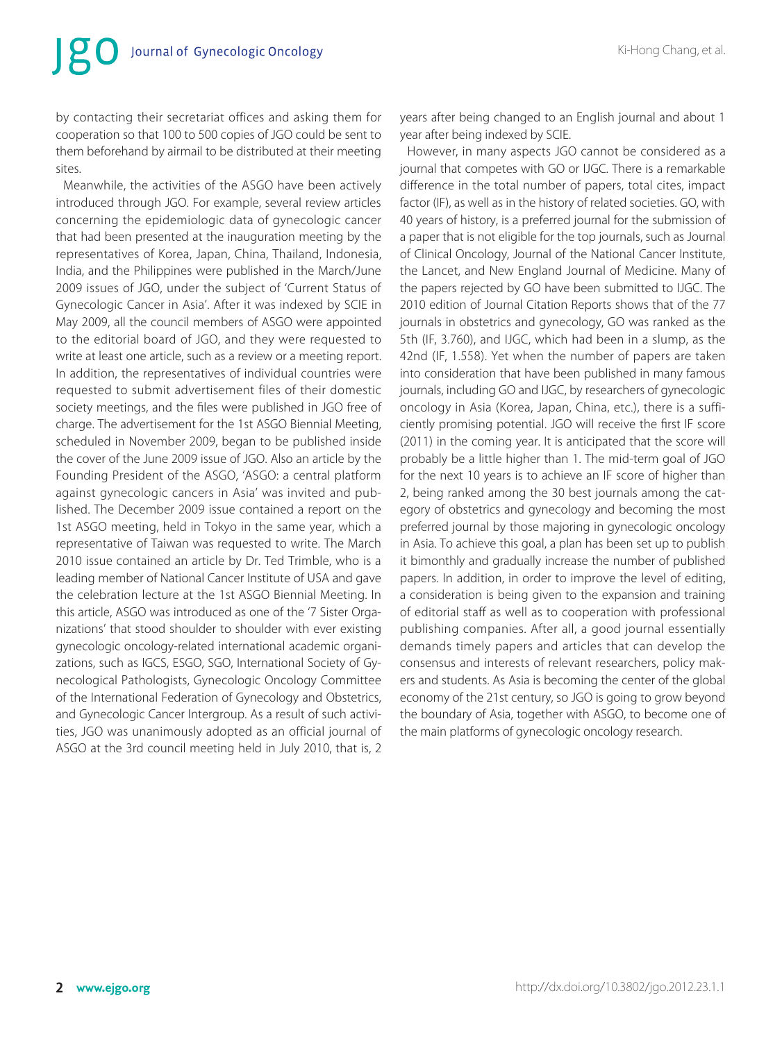by contacting their secretariat offices and asking them for cooperation so that 100 to 500 copies of JGO could be sent to them beforehand by airmail to be distributed at their meeting sites.

Meanwhile, the activities of the ASGO have been actively introduced through JGO. For example, several review articles concerning the epidemiologic data of gynecologic cancer that had been presented at the inauguration meeting by the representatives of Korea, Japan, China, Thailand, Indonesia, India, and the Philippines were published in the March/June 2009 issues of JGO, under the subject of 'Current Status of Gynecologic Cancer in Asia'. After it was indexed by SCIE in May 2009, all the council members of ASGO were appointed to the editorial board of JGO, and they were requested to write at least one article, such as a review or a meeting report. In addition, the representatives of individual countries were requested to submit advertisement files of their domestic society meetings, and the files were published in JGO free of charge. The advertisement for the 1st ASGO Biennial Meeting, scheduled in November 2009, began to be published inside the cover of the June 2009 issue of JGO. Also an article by the Founding President of the ASGO, 'ASGO: a central platform against gynecologic cancers in Asia' was invited and published. The December 2009 issue contained a report on the 1st ASGO meeting, held in Tokyo in the same year, which a representative of Taiwan was requested to write. The March 2010 issue contained an article by Dr. Ted Trimble, who is a leading member of National Cancer Institute of USA and gave the celebration lecture at the 1st ASGO Biennial Meeting. In this article, ASGO was introduced as one of the '7 Sister Organizations' that stood shoulder to shoulder with ever existing gynecologic oncology-related international academic organizations, such as IGCS, ESGO, SGO, International Society of Gynecological Pathologists, Gynecologic Oncology Committee of the International Federation of Gynecology and Obstetrics, and Gynecologic Cancer Intergroup. As a result of such activities, JGO was unanimously adopted as an official journal of ASGO at the 3rd council meeting held in July 2010, that is, 2 years after being changed to an English journal and about 1 year after being indexed by SCIE.

However, in many aspects JGO cannot be considered as a journal that competes with GO or IJGC. There is a remarkable difference in the total number of papers, total cites, impact factor (IF), as well as in the history of related societies. GO, with 40 years of history, is a preferred journal for the submission of a paper that is not eligible for the top journals, such as Journal of Clinical Oncology, Journal of the National Cancer Institute, the Lancet, and New England Journal of Medicine. Many of the papers rejected by GO have been submitted to IJGC. The 2010 edition of Journal Citation Reports shows that of the 77 journals in obstetrics and gynecology, GO was ranked as the 5th (IF, 3.760), and IJGC, which had been in a slump, as the 42nd (IF, 1.558). Yet when the number of papers are taken into consideration that have been published in many famous journals, including GO and IJGC, by researchers of gynecologic oncology in Asia (Korea, Japan, China, etc.), there is a sufficiently promising potential. JGO will receive the first IF score (2011) in the coming year. It is anticipated that the score will probably be a little higher than 1. The mid-term goal of JGO for the next 10 years is to achieve an IF score of higher than 2, being ranked among the 30 best journals among the category of obstetrics and gynecology and becoming the most preferred journal by those majoring in gynecologic oncology in Asia. To achieve this goal, a plan has been set up to publish it bimonthly and gradually increase the number of published papers. In addition, in order to improve the level of editing, a consideration is being given to the expansion and training of editorial staff as well as to cooperation with professional publishing companies. After all, a good journal essentially demands timely papers and articles that can develop the consensus and interests of relevant researchers, policy makers and students. As Asia is becoming the center of the global economy of the 21st century, so JGO is going to grow beyond the boundary of Asia, together with ASGO, to become one of the main platforms of gynecologic oncology research.